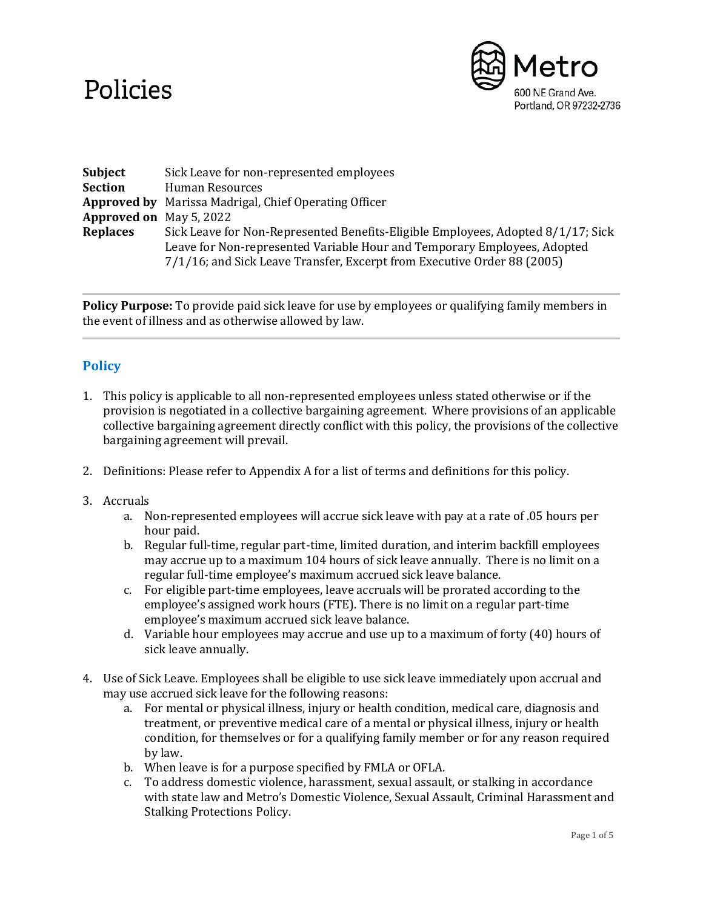# Policies

Metro
600 NE Grand Ave.
Portland, OR 97232-2736

**Subject** Sick Leave for non-represented employees
**Section** Human Resources
**Approved by** Marissa Madrigal, Chief Operating Officer
**Approved on** May 5, 2022
**Replaces** Sick Leave for Non-Represented Benefits-Eligible Employees, Adopted 8/1/17; Sick Leave for Non-represented Variable Hour and Temporary Employees, Adopted 7/1/16; and Sick Leave Transfer, Excerpt from Executive Order 88 (2005)

---

**Policy Purpose:** To provide paid sick leave for use by employees or qualifying family members in the event of illness and as otherwise allowed by law.

---

## Policy

1. This policy is applicable to all non-represented employees unless stated otherwise or if the provision is negotiated in a collective bargaining agreement. Where provisions of an applicable collective bargaining agreement directly conflict with this policy, the provisions of the collective bargaining agreement will prevail.

2. Definitions: Please refer to Appendix A for a list of terms and definitions for this policy.

3. Accruals
   a. Non-represented employees will accrue sick leave with pay at a rate of .05 hours per hour paid.
   b. Regular full-time, regular part-time, limited duration, and interim backfill employees may accrue up to a maximum 104 hours of sick leave annually. There is no limit on a regular full-time employee's maximum accrued sick leave balance.
   c. For eligible part-time employees, leave accruals will be prorated according to the employee's assigned work hours (FTE). There is no limit on a regular part-time employee's maximum accrued sick leave balance.
   d. Variable hour employees may accrue and use up to a maximum of forty (40) hours of sick leave annually.

4. Use of Sick Leave. Employees shall be eligible to use sick leave immediately upon accrual and may use accrued sick leave for the following reasons:
   a. For mental or physical illness, injury or health condition, medical care, diagnosis and treatment, or preventive medical care of a mental or physical illness, injury or health condition, for themselves or for a qualifying family member or for any reason required by law.
   b. When leave is for a purpose specified by FMLA or OFLA.
   c. To address domestic violence, harassment, sexual assault, or stalking in accordance with state law and Metro's Domestic Violence, Sexual Assault, Criminal Harassment and Stalking Protections Policy.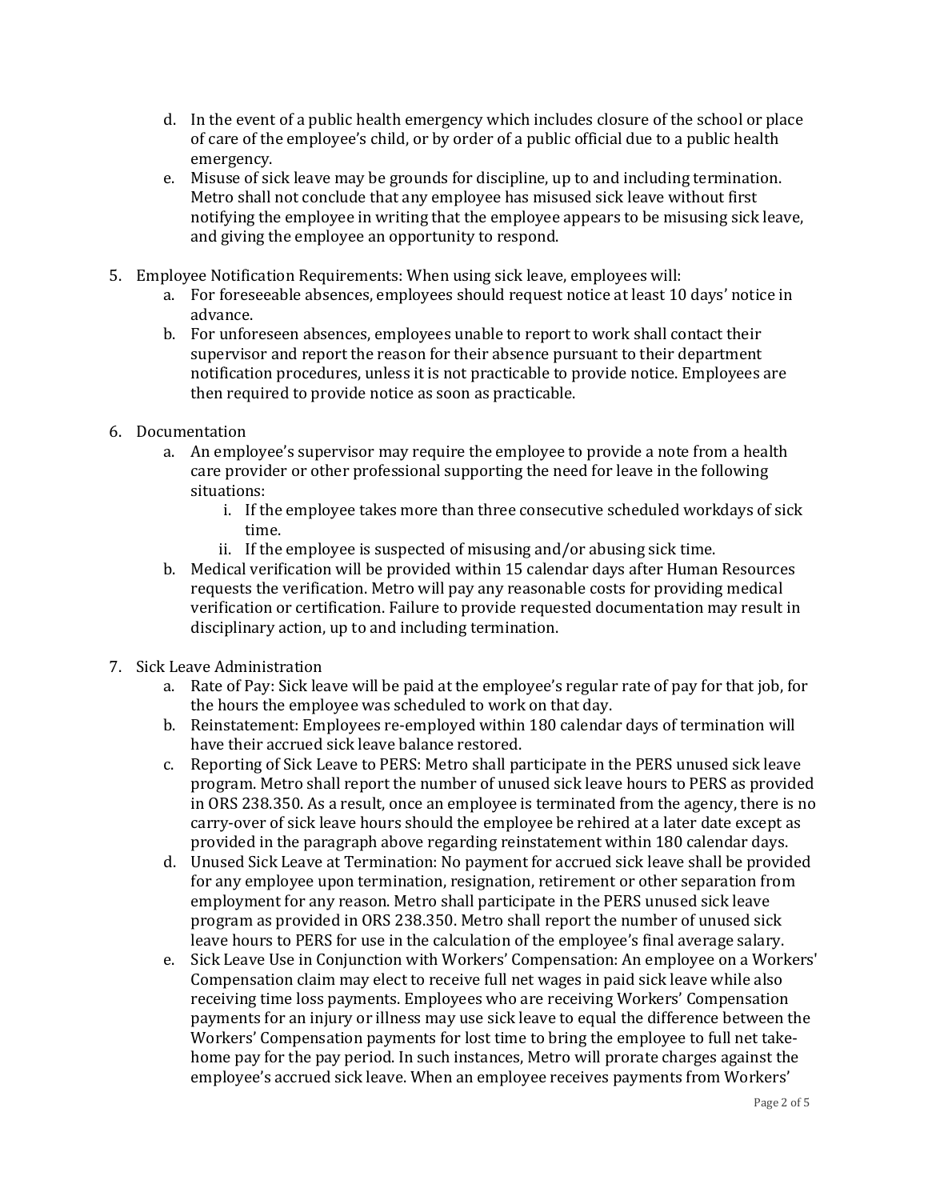d. In the event of a public health emergency which includes closure of the school or place of care of the employee's child, or by order of a public official due to a public health emergency.
   e. Misuse of sick leave may be grounds for discipline, up to and including termination. Metro shall not conclude that any employee has misused sick leave without first notifying the employee in writing that the employee appears to be misusing sick leave, and giving the employee an opportunity to respond.

5. Employee Notification Requirements: When using sick leave, employees will:
   a. For foreseeable absences, employees should request notice at least 10 days' notice in advance.
   b. For unforeseen absences, employees unable to report to work shall contact their supervisor and report the reason for their absence pursuant to their department notification procedures, unless it is not practicable to provide notice. Employees are then required to provide notice as soon as practicable.

6. Documentation
   a. An employee's supervisor may require the employee to provide a note from a health care provider or other professional supporting the need for leave in the following situations:
      i. If the employee takes more than three consecutive scheduled workdays of sick time.
      ii. If the employee is suspected of misusing and/or abusing sick time.
   b. Medical verification will be provided within 15 calendar days after Human Resources requests the verification. Metro will pay any reasonable costs for providing medical verification or certification. Failure to provide requested documentation may result in disciplinary action, up to and including termination.

7. Sick Leave Administration
   a. Rate of Pay: Sick leave will be paid at the employee's regular rate of pay for that job, for the hours the employee was scheduled to work on that day.
   b. Reinstatement: Employees re-employed within 180 calendar days of termination will have their accrued sick leave balance restored.
   c. Reporting of Sick Leave to PERS: Metro shall participate in the PERS unused sick leave program. Metro shall report the number of unused sick leave hours to PERS as provided in ORS 238.350. As a result, once an employee is terminated from the agency, there is no carry-over of sick leave hours should the employee be rehired at a later date except as provided in the paragraph above regarding reinstatement within 180 calendar days.
   d. Unused Sick Leave at Termination: No payment for accrued sick leave shall be provided for any employee upon termination, resignation, retirement or other separation from employment for any reason. Metro shall participate in the PERS unused sick leave program as provided in ORS 238.350. Metro shall report the number of unused sick leave hours to PERS for use in the calculation of the employee's final average salary.
   e. Sick Leave Use in Conjunction with Workers' Compensation: An employee on a Workers' Compensation claim may elect to receive full net wages in paid sick leave while also receiving time loss payments. Employees who are receiving Workers' Compensation payments for an injury or illness may use sick leave to equal the difference between the Workers' Compensation payments for lost time to bring the employee to full net take-home pay for the pay period. In such instances, Metro will prorate charges against the employee's accrued sick leave. When an employee receives payments from Workers'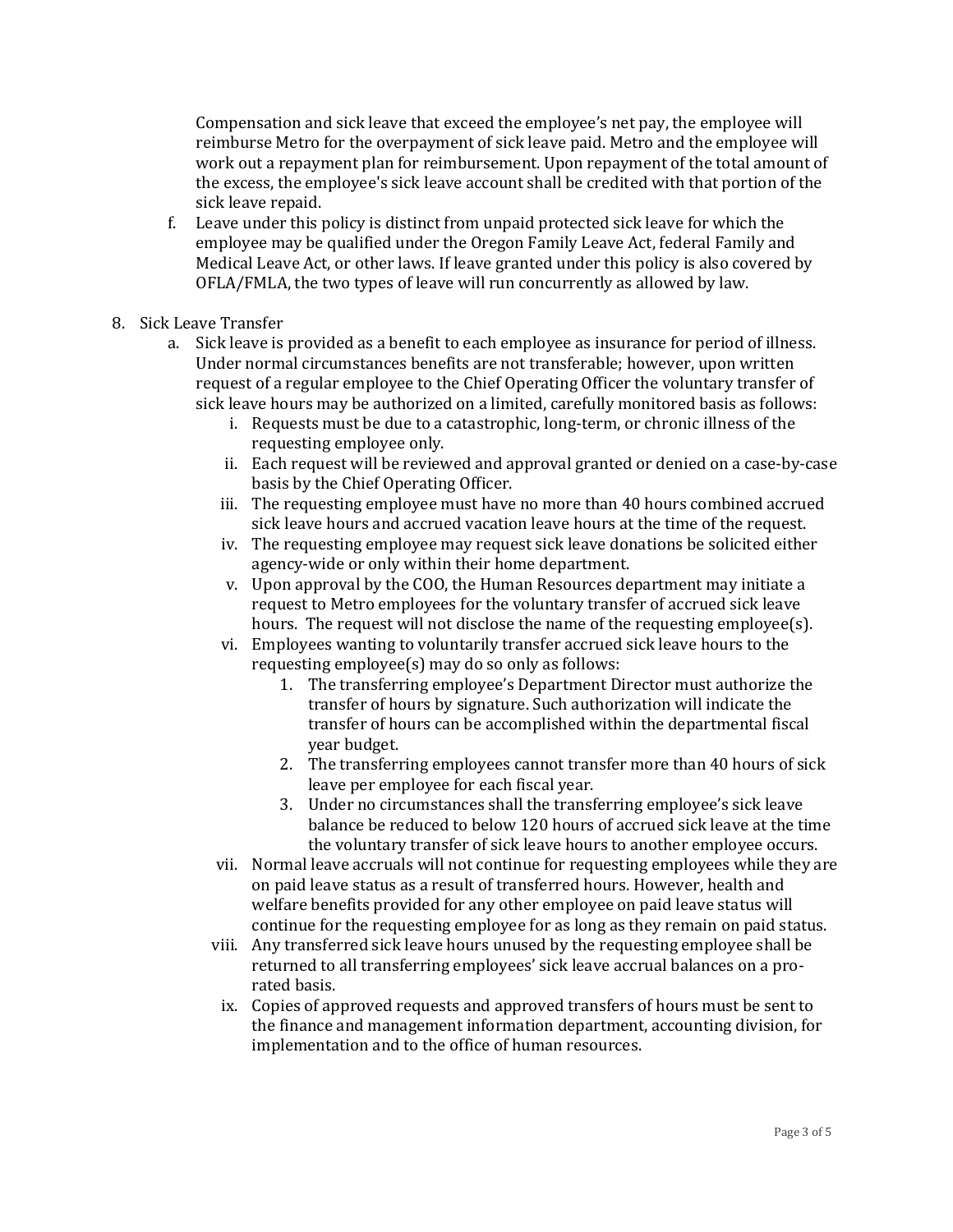Compensation and sick leave that exceed the employee's net pay, the employee will reimburse Metro for the overpayment of sick leave paid. Metro and the employee will work out a repayment plan for reimbursement. Upon repayment of the total amount of the excess, the employee's sick leave account shall be credited with that portion of the sick leave repaid.

f. Leave under this policy is distinct from unpaid protected sick leave for which the employee may be qualified under the Oregon Family Leave Act, federal Family and Medical Leave Act, or other laws. If leave granted under this policy is also covered by OFLA/FMLA, the two types of leave will run concurrently as allowed by law.

8. Sick Leave Transfer
   a. Sick leave is provided as a benefit to each employee as insurance for period of illness. Under normal circumstances benefits are not transferable; however, upon written request of a regular employee to the Chief Operating Officer the voluntary transfer of sick leave hours may be authorized on a limited, carefully monitored basis as follows:
      i. Requests must be due to a catastrophic, long-term, or chronic illness of the requesting employee only.
      ii. Each request will be reviewed and approval granted or denied on a case-by-case basis by the Chief Operating Officer.
      iii. The requesting employee must have no more than 40 hours combined accrued sick leave hours and accrued vacation leave hours at the time of the request.
      iv. The requesting employee may request sick leave donations be solicited either agency-wide or only within their home department.
      v. Upon approval by the COO, the Human Resources department may initiate a request to Metro employees for the voluntary transfer of accrued sick leave hours. The request will not disclose the name of the requesting employee(s).
      vi. Employees wanting to voluntarily transfer accrued sick leave hours to the requesting employee(s) may do so only as follows:
         1. The transferring employee's Department Director must authorize the transfer of hours by signature. Such authorization will indicate the transfer of hours can be accomplished within the departmental fiscal year budget.
         2. The transferring employees cannot transfer more than 40 hours of sick leave per employee for each fiscal year.
         3. Under no circumstances shall the transferring employee's sick leave balance be reduced to below 120 hours of accrued sick leave at the time the voluntary transfer of sick leave hours to another employee occurs.
      vii. Normal leave accruals will not continue for requesting employees while they are on paid leave status as a result of transferred hours. However, health and welfare benefits provided for any other employee on paid leave status will continue for the requesting employee for as long as they remain on paid status.
      viii. Any transferred sick leave hours unused by the requesting employee shall be returned to all transferring employees' sick leave accrual balances on a pro-rated basis.
      ix. Copies of approved requests and approved transfers of hours must be sent to the finance and management information department, accounting division, for implementation and to the office of human resources.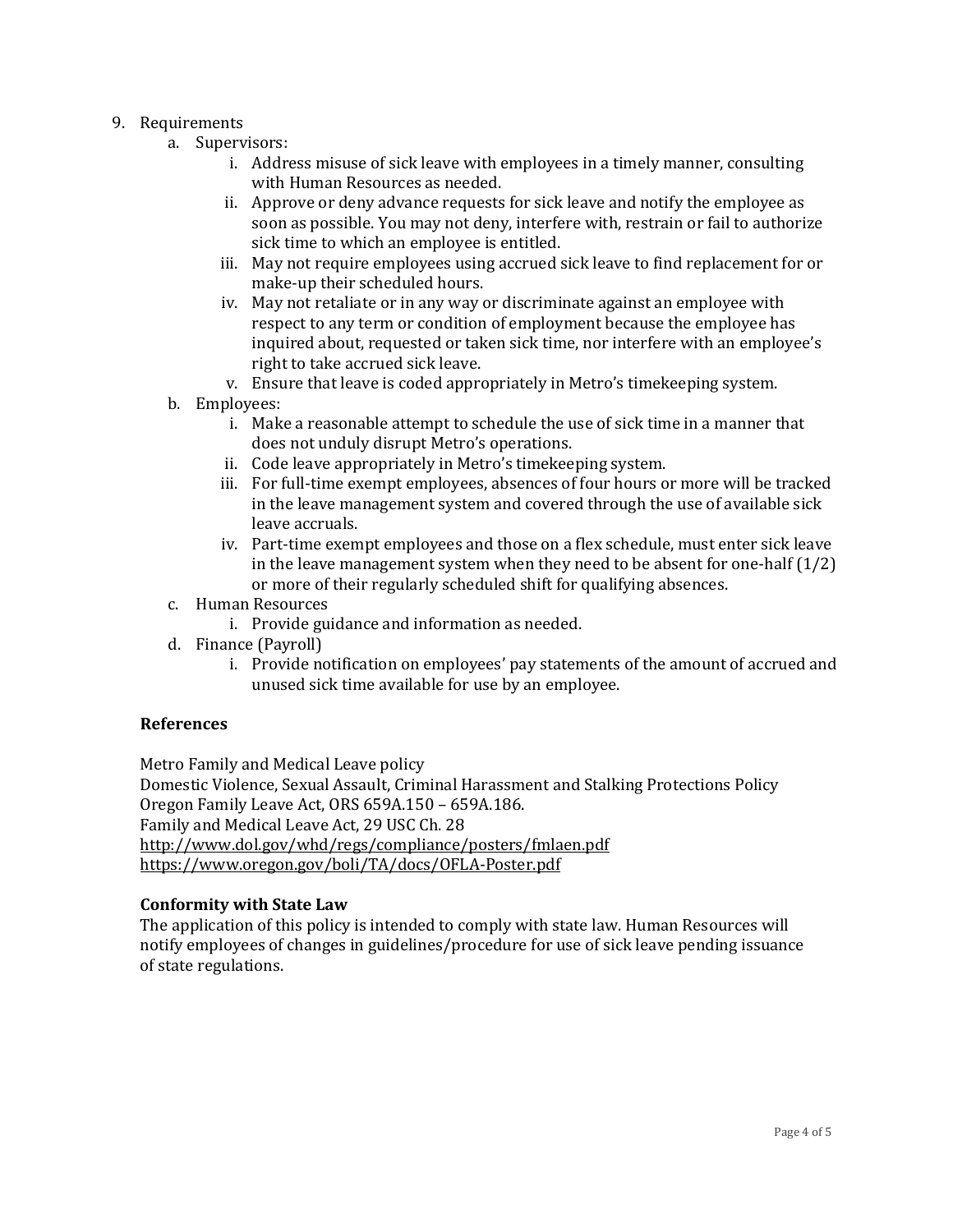9. Requirements
    a. Supervisors:
        i. Address misuse of sick leave with employees in a timely manner, consulting with Human Resources as needed.
        ii. Approve or deny advance requests for sick leave and notify the employee as soon as possible. You may not deny, interfere with, restrain or fail to authorize sick time to which an employee is entitled.
        iii. May not require employees using accrued sick leave to find replacement for or make-up their scheduled hours.
        iv. May not retaliate or in any way or discriminate against an employee with respect to any term or condition of employment because the employee has inquired about, requested or taken sick time, nor interfere with an employee's right to take accrued sick leave.
        v. Ensure that leave is coded appropriately in Metro's timekeeping system.
    b. Employees:
        i. Make a reasonable attempt to schedule the use of sick time in a manner that does not unduly disrupt Metro's operations.
        ii. Code leave appropriately in Metro's timekeeping system.
        iii. For full-time exempt employees, absences of four hours or more will be tracked in the leave management system and covered through the use of available sick leave accruals.
        iv. Part-time exempt employees and those on a flex schedule, must enter sick leave in the leave management system when they need to be absent for one-half (1/2) or more of their regularly scheduled shift for qualifying absences.
    c. Human Resources
        i. Provide guidance and information as needed.
    d. Finance (Payroll)
        i. Provide notification on employees' pay statements of the amount of accrued and unused sick time available for use by an employee.

**References**

Metro Family and Medical Leave policy
Domestic Violence, Sexual Assault, Criminal Harassment and Stalking Protections Policy
Oregon Family Leave Act, ORS 659A.150 – 659A.186.
Family and Medical Leave Act, 29 USC Ch. 28
http://www.dol.gov/whd/regs/compliance/posters/fmlaen.pdf
https://www.oregon.gov/boli/TA/docs/OFLA-Poster.pdf

**Conformity with State Law**

The application of this policy is intended to comply with state law. Human Resources will notify employees of changes in guidelines/procedure for use of sick leave pending issuance of state regulations.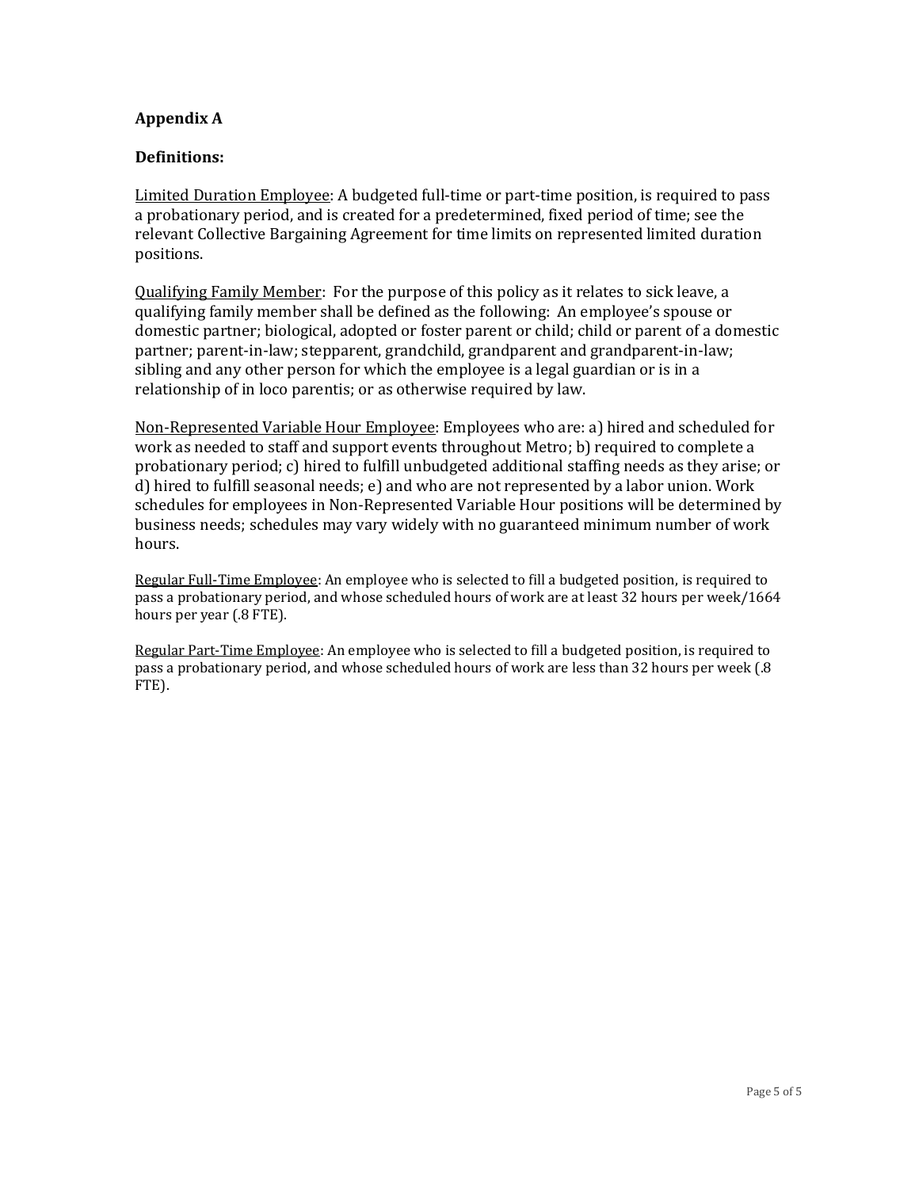**Appendix A**

**Definitions:**

Limited Duration Employee: A budgeted full-time or part-time position, is required to pass a probationary period, and is created for a predetermined, fixed period of time; see the relevant Collective Bargaining Agreement for time limits on represented limited duration positions.

Qualifying Family Member: For the purpose of this policy as it relates to sick leave, a qualifying family member shall be defined as the following: An employee's spouse or domestic partner; biological, adopted or foster parent or child; child or parent of a domestic partner; parent-in-law; stepparent, grandchild, grandparent and grandparent-in-law; sibling and any other person for which the employee is a legal guardian or is in a relationship of in loco parentis; or as otherwise required by law.

Non-Represented Variable Hour Employee: Employees who are: a) hired and scheduled for work as needed to staff and support events throughout Metro; b) required to complete a probationary period; c) hired to fulfill unbudgeted additional staffing needs as they arise; or d) hired to fulfill seasonal needs; e) and who are not represented by a labor union. Work schedules for employees in Non-Represented Variable Hour positions will be determined by business needs; schedules may vary widely with no guaranteed minimum number of work hours.

Regular Full-Time Employee: An employee who is selected to fill a budgeted position, is required to pass a probationary period, and whose scheduled hours of work are at least 32 hours per week/1664 hours per year (.8 FTE).

Regular Part-Time Employee: An employee who is selected to fill a budgeted position, is required to pass a probationary period, and whose scheduled hours of work are less than 32 hours per week (.8 FTE).